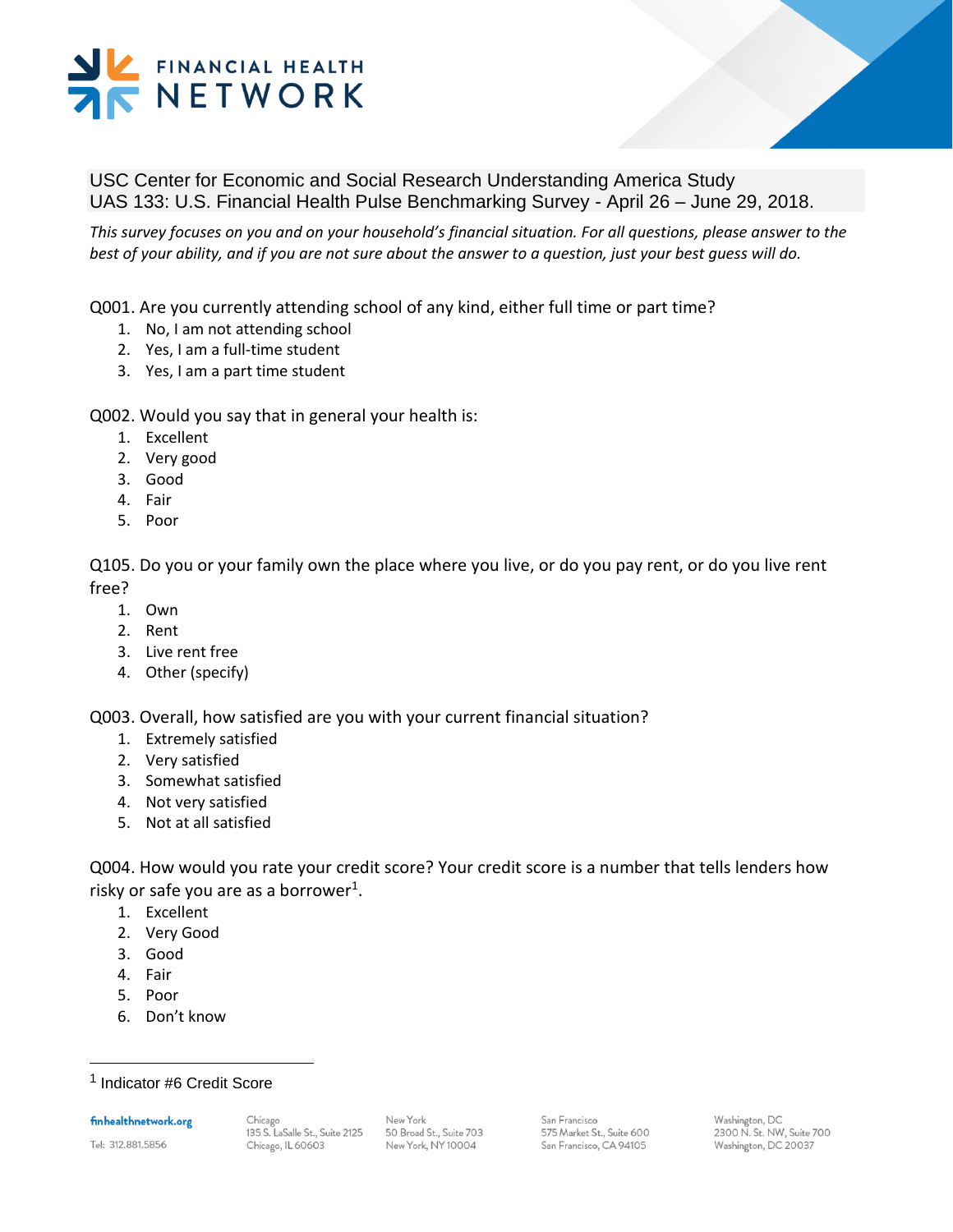FINANCIAL HEALTH NETWORK

# USC Center for Economic and Social Research Understanding America Study
## UAS 133: U.S. Financial Health Pulse Benchmarking Survey - April 26 – June 29, 2018.

*This survey focuses on you and on your household's financial situation. For all questions, please answer to the best of your ability, and if you are not sure about the answer to a question, just your best guess will do.*

Q001. Are you currently attending school of any kind, either full time or part time?

1. No, I am not attending school
2. Yes, I am a full-time student
3. Yes, I am a part time student

Q002. Would you say that in general your health is:

1. Excellent
2. Very good
3. Good
4. Fair
5. Poor

Q105. Do you or your family own the place where you live, or do you pay rent, or do you live rent free?

1. Own
2. Rent
3. Live rent free
4. Other (specify)

Q003. Overall, how satisfied are you with your current financial situation?

1. Extremely satisfied
2. Very satisfied
3. Somewhat satisfied
4. Not very satisfied
5. Not at all satisfied

Q004. How would you rate your credit score? Your credit score is a number that tells lenders how risky or safe you are as a borrower[1].

1. Excellent
2. Very Good
3. Good
4. Fair
5. Poor
6. Don't know

---

[1] Indicator #6 Credit Score

finhealthnetwork.org
Tel: 312.881.5856

Chicago
135 S. LaSalle St., Suite 2125
Chicago, IL 60603

New York
50 Broad St., Suite 703
New York, NY 10004

San Francisco
575 Market St., Suite 600
San Francisco, CA 94105

Washington, DC
2300 N. St. NW, Suite 700
Washington, DC 20037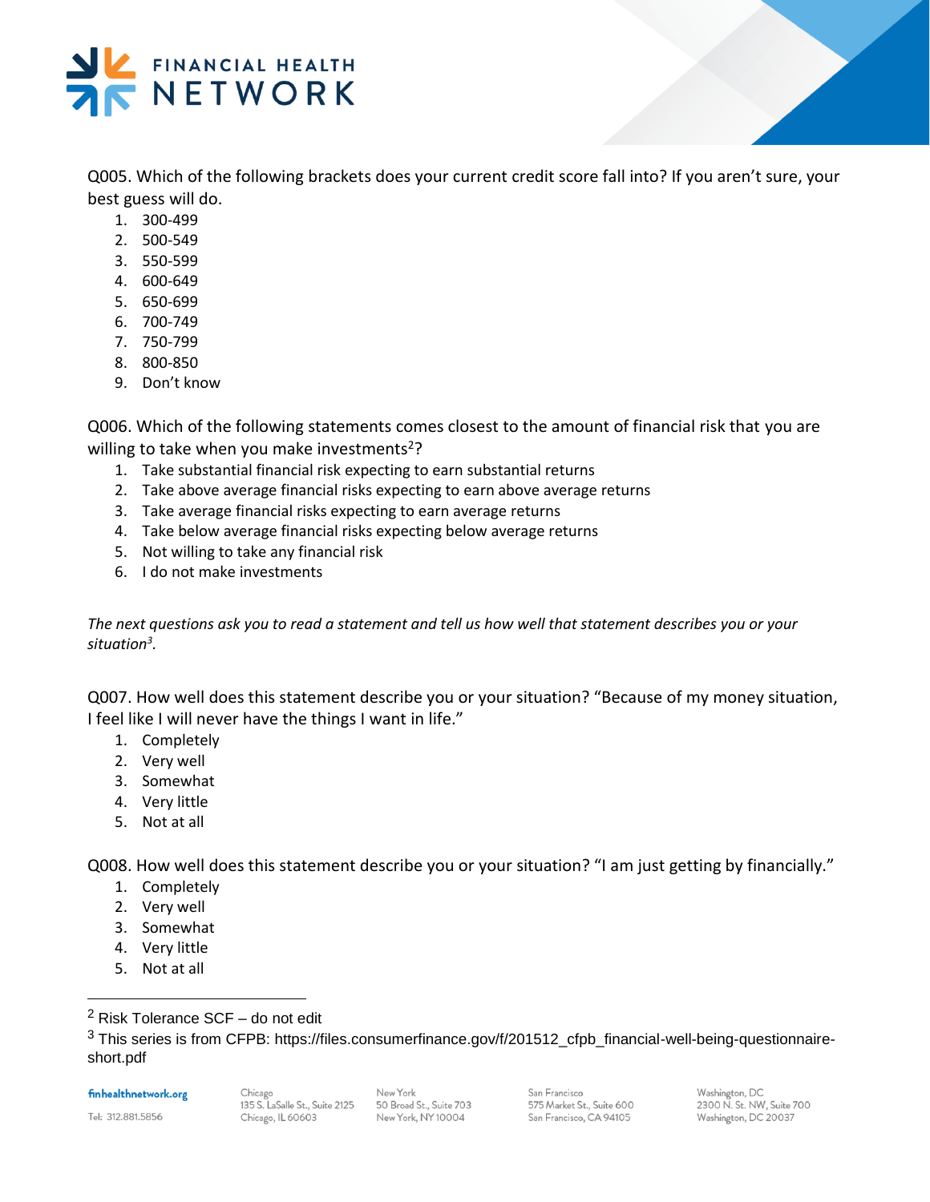Q005. Which of the following brackets does your current credit score fall into? If you aren't sure, your best guess will do.

1. 300-499
2. 500-549
3. 550-599
4. 600-649
5. 650-699
6. 700-749
7. 750-799
8. 800-850
9. Don't know

Q006. Which of the following statements comes closest to the amount of financial risk that you are willing to take when you make investments[2]?

1. Take substantial financial risk expecting to earn substantial returns
2. Take above average financial risks expecting to earn above average returns
3. Take average financial risks expecting to earn average returns
4. Take below average financial risks expecting below average returns
5. Not willing to take any financial risk
6. I do not make investments

*The next questions ask you to read a statement and tell us how well that statement describes you or your situation[3].*

Q007. How well does this statement describe you or your situation? "Because of my money situation, I feel like I will never have the things I want in life."

1. Completely
2. Very well
3. Somewhat
4. Very little
5. Not at all

Q008. How well does this statement describe you or your situation? "I am just getting by financially."

1. Completely
2. Very well
3. Somewhat
4. Very little
5. Not at all

---

[2] Risk Tolerance SCF – do not edit

[3] This series is from CFPB: https://files.consumerfinance.gov/f/201512_cfpb_financial-well-being-questionnaire-short.pdf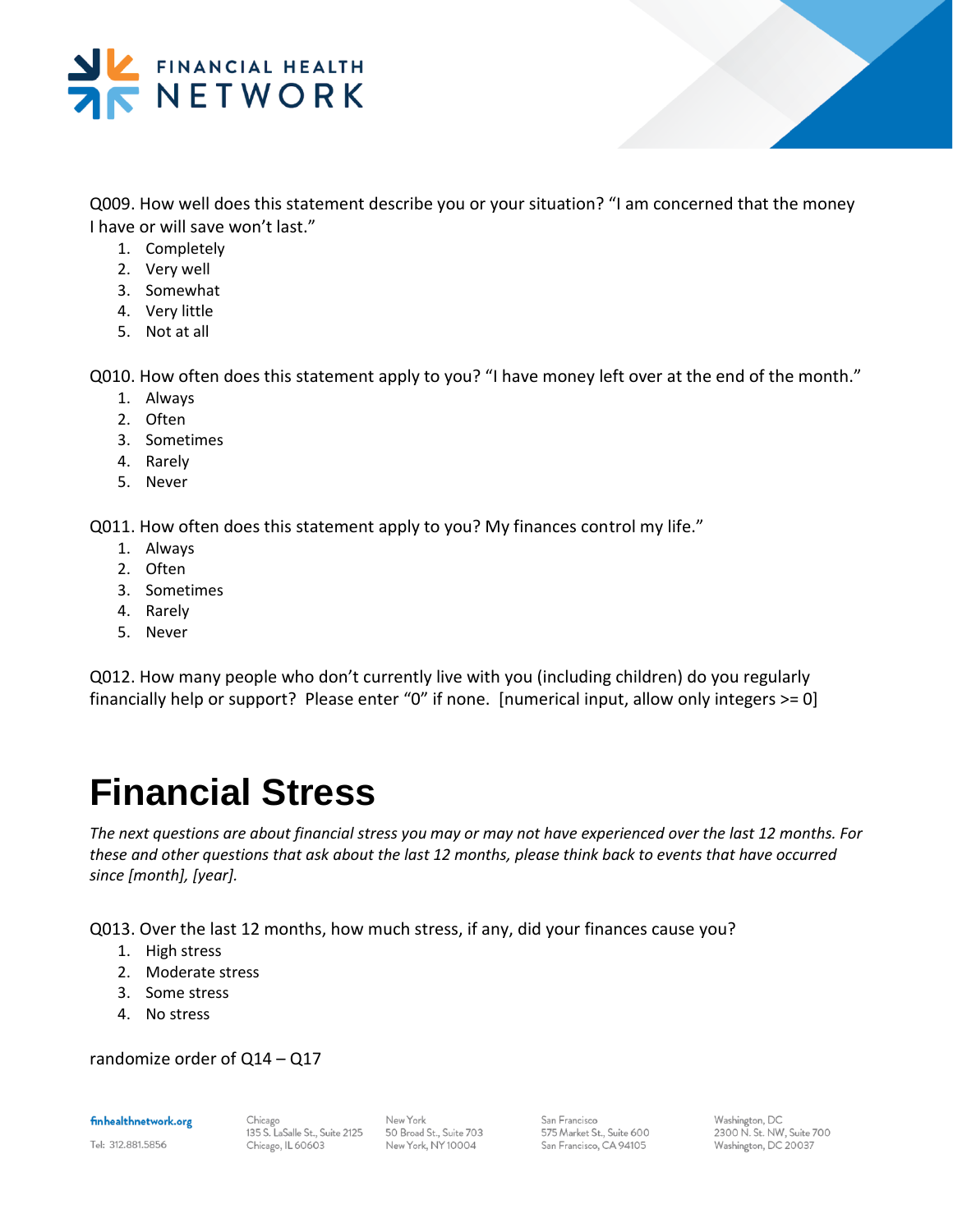Q009. How well does this statement describe you or your situation? “I am concerned that the money I have or will save won’t last.”

1. Completely
2. Very well
3. Somewhat
4. Very little
5. Not at all

Q010. How often does this statement apply to you? “I have money left over at the end of the month.”

1. Always
2. Often
3. Sometimes
4. Rarely
5. Never

Q011. How often does this statement apply to you? My finances control my life.”

1. Always
2. Often
3. Sometimes
4. Rarely
5. Never

Q012. How many people who don’t currently live with you (including children) do you regularly financially help or support? Please enter “0” if none. [numerical input, allow only integers >= 0]

# Financial Stress

*The next questions are about financial stress you may or may not have experienced over the last 12 months. For these and other questions that ask about the last 12 months, please think back to events that have occurred since [month], [year].*

Q013. Over the last 12 months, how much stress, if any, did your finances cause you?

1. High stress
2. Moderate stress
3. Some stress
4. No stress

randomize order of Q14 – Q17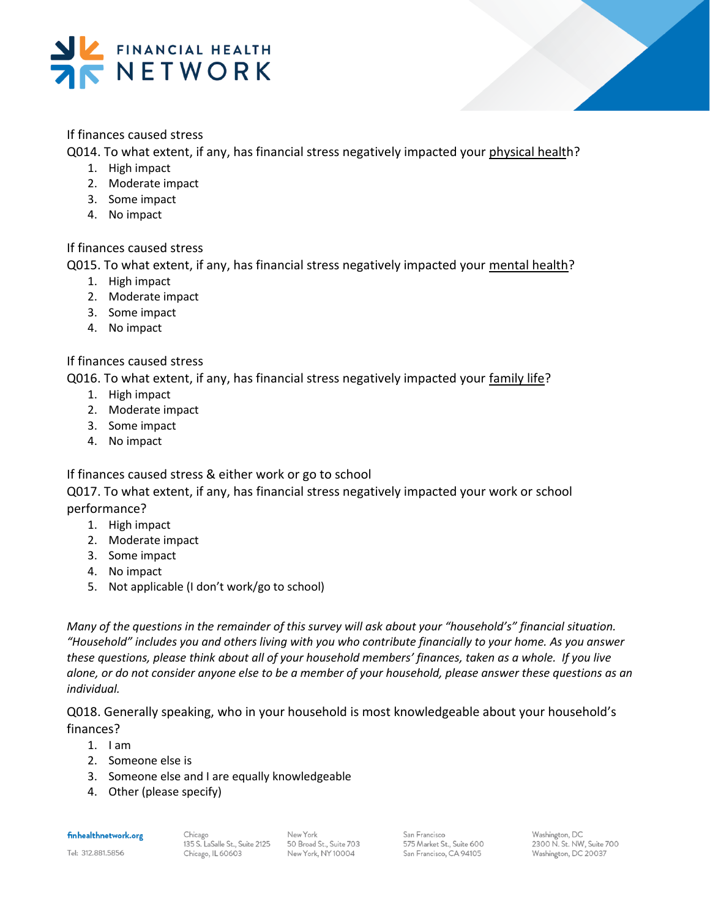If finances caused stress

Q014. To what extent, if any, has financial stress negatively impacted your <u>physical health</u>?

1. High impact
2. Moderate impact
3. Some impact
4. No impact

If finances caused stress

Q015. To what extent, if any, has financial stress negatively impacted your <u>mental health</u>?

1. High impact
2. Moderate impact
3. Some impact
4. No impact

If finances caused stress

Q016. To what extent, if any, has financial stress negatively impacted your <u>family life</u>?

1. High impact
2. Moderate impact
3. Some impact
4. No impact

If finances caused stress & either work or go to school

Q017. To what extent, if any, has financial stress negatively impacted your work or school performance?

1. High impact
2. Moderate impact
3. Some impact
4. No impact
5. Not applicable (I don't work/go to school)

*Many of the questions in the remainder of this survey will ask about your "household's" financial situation. "Household" includes you and others living with you who contribute financially to your home. As you answer these questions, please think about all of your household members' finances, taken as a whole. If you live alone, or do not consider anyone else to be a member of your household, please answer these questions as an individual.*

Q018. Generally speaking, who in your household is most knowledgeable about your household's finances?

1. I am
2. Someone else is
3. Someone else and I are equally knowledgeable
4. Other (please specify)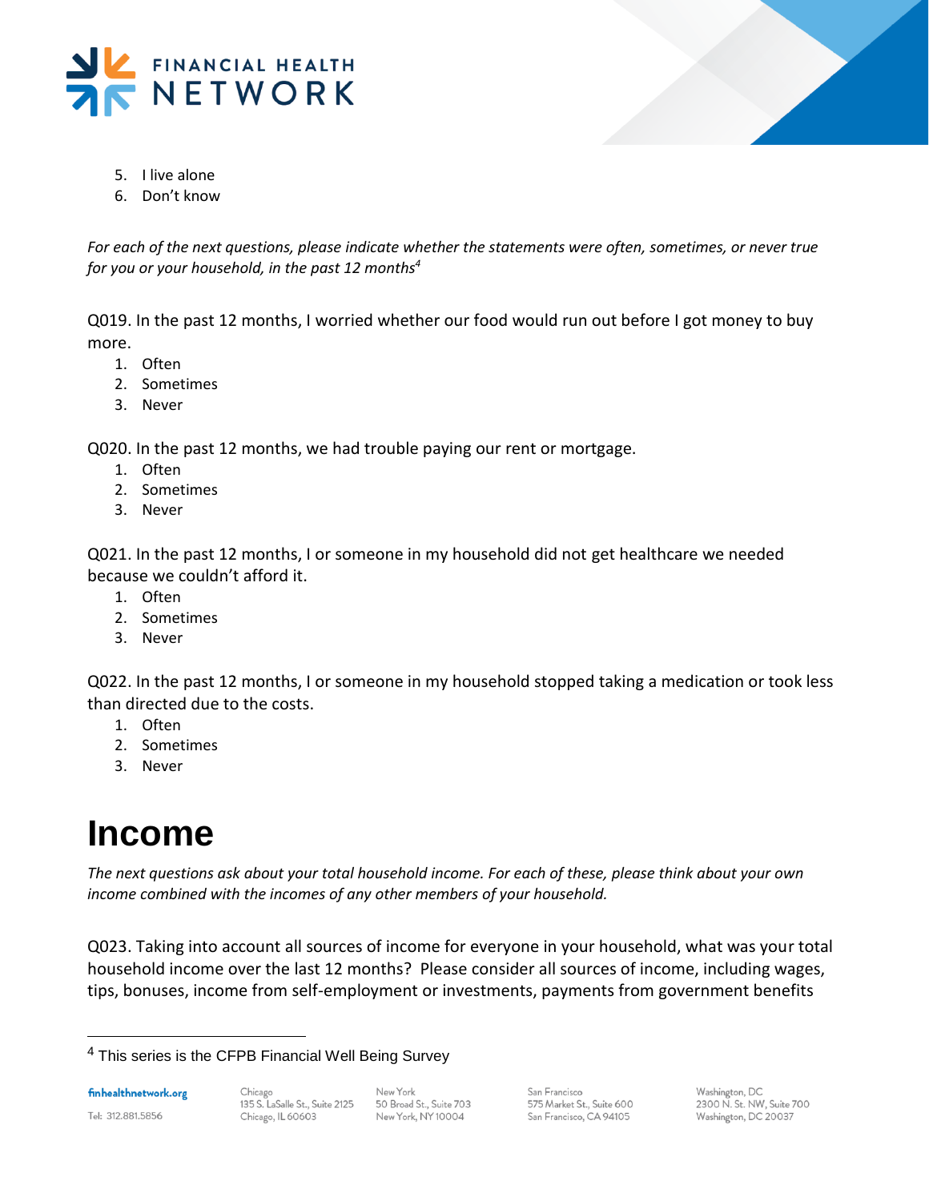5. I live alone
6. Don't know

*For each of the next questions, please indicate whether the statements were often, sometimes, or never true for you or your household, in the past 12 months*[4]

Q019. In the past 12 months, I worried whether our food would run out before I got money to buy more.
1. Often
2. Sometimes
3. Never

Q020. In the past 12 months, we had trouble paying our rent or mortgage.
1. Often
2. Sometimes
3. Never

Q021. In the past 12 months, I or someone in my household did not get healthcare we needed because we couldn't afford it.
1. Often
2. Sometimes
3. Never

Q022. In the past 12 months, I or someone in my household stopped taking a medication or took less than directed due to the costs.
1. Often
2. Sometimes
3. Never

# Income

*The next questions ask about your total household income. For each of these, please think about your own income combined with the incomes of any other members of your household.*

Q023. Taking into account all sources of income for everyone in your household, what was your total household income over the last 12 months? Please consider all sources of income, including wages, tips, bonuses, income from self-employment or investments, payments from government benefits

[4] This series is the CFPB Financial Well Being Survey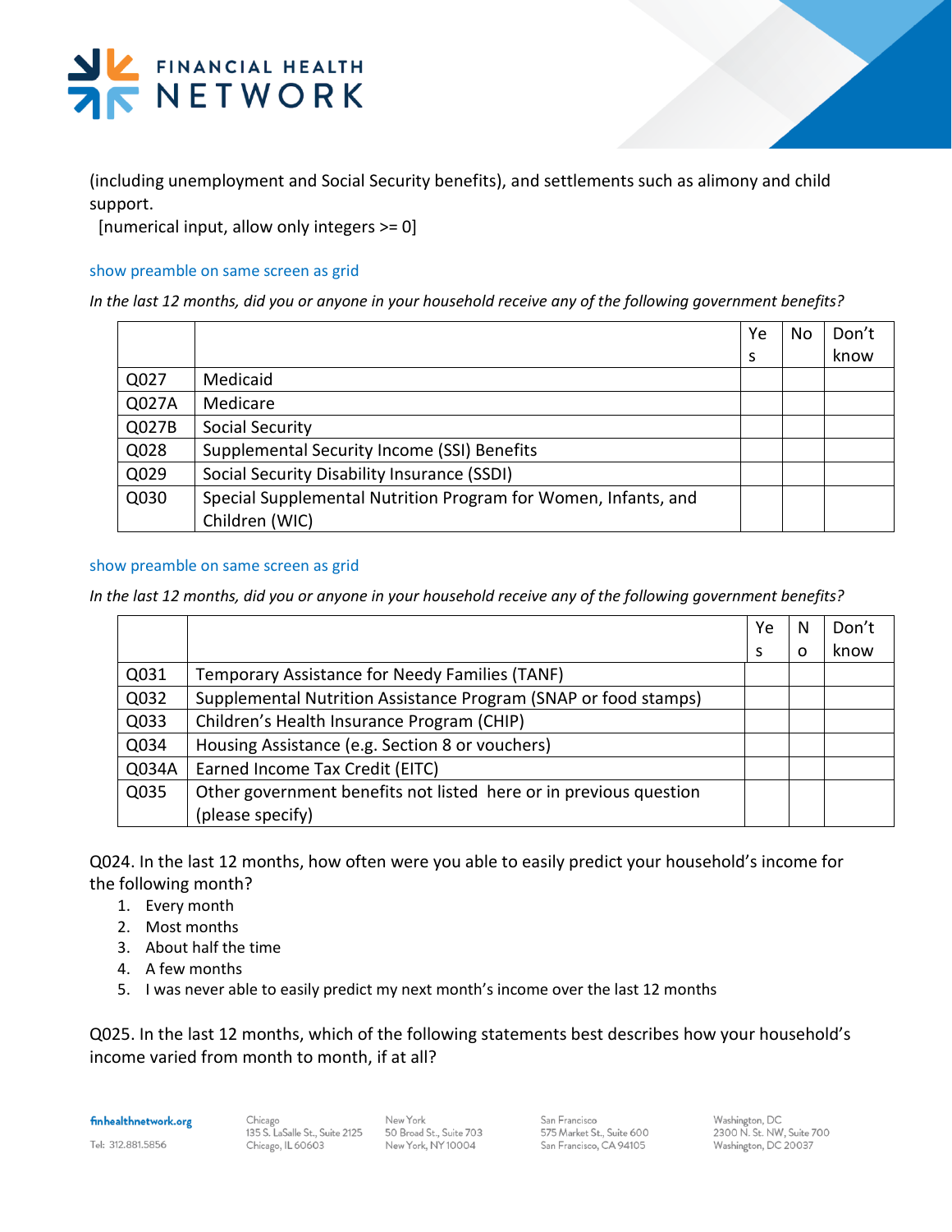(including unemployment and Social Security benefits), and settlements such as alimony and child support.
 [numerical input, allow only integers >= 0]

show preamble on same screen as grid

*In the last 12 months, did you or anyone in your household receive any of the following government benefits?*

| | | Yes | No | Don't know |
|---|---|---|---|---|
| Q027 | Medicaid | | | |
| Q027A | Medicare | | | |
| Q027B | Social Security | | | |
| Q028 | Supplemental Security Income (SSI) Benefits | | | |
| Q029 | Social Security Disability Insurance (SSDI) | | | |
| Q030 | Special Supplemental Nutrition Program for Women, Infants, and Children (WIC) | | | |

show preamble on same screen as grid

*In the last 12 months, did you or anyone in your household receive any of the following government benefits?*

| | | Yes | No | Don't know |
|---|---|---|---|---|
| Q031 | Temporary Assistance for Needy Families (TANF) | | | |
| Q032 | Supplemental Nutrition Assistance Program (SNAP or food stamps) | | | |
| Q033 | Children's Health Insurance Program (CHIP) | | | |
| Q034 | Housing Assistance (e.g. Section 8 or vouchers) | | | |
| Q034A | Earned Income Tax Credit (EITC) | | | |
| Q035 | Other government benefits not listed here or in previous question (please specify) | | | |

Q024. In the last 12 months, how often were you able to easily predict your household's income for the following month?

1. Every month
2. Most months
3. About half the time
4. A few months
5. I was never able to easily predict my next month's income over the last 12 months

Q025. In the last 12 months, which of the following statements best describes how your household's income varied from month to month, if at all?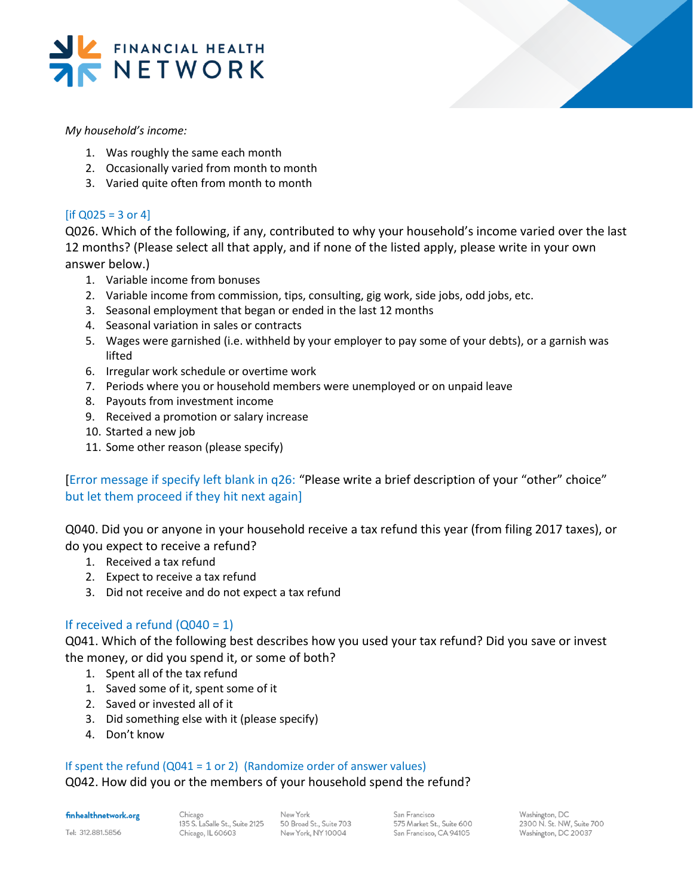*My household's income:*

1. Was roughly the same each month
2. Occasionally varied from month to month
3. Varied quite often from month to month

[if Q025 = 3 or 4]

Q026. Which of the following, if any, contributed to why your household's income varied over the last 12 months? (Please select all that apply, and if none of the listed apply, please write in your own answer below.)

1. Variable income from bonuses
2. Variable income from commission, tips, consulting, gig work, side jobs, odd jobs, etc.
3. Seasonal employment that began or ended in the last 12 months
4. Seasonal variation in sales or contracts
5. Wages were garnished (i.e. withheld by your employer to pay some of your debts), or a garnish was lifted
6. Irregular work schedule or overtime work
7. Periods where you or household members were unemployed or on unpaid leave
8. Payouts from investment income
9. Received a promotion or salary increase
10. Started a new job
11. Some other reason (please specify)

[Error message if specify left blank in q26: "Please write a brief description of your "other" choice" but let them proceed if they hit next again]

Q040. Did you or anyone in your household receive a tax refund this year (from filing 2017 taxes), or do you expect to receive a refund?

1. Received a tax refund
2. Expect to receive a tax refund
3. Did not receive and do not expect a tax refund

If received a refund (Q040 = 1)

Q041. Which of the following best describes how you used your tax refund? Did you save or invest the money, or did you spend it, or some of both?

1. Spent all of the tax refund
1. Saved some of it, spent some of it
2. Saved or invested all of it
3. Did something else with it (please specify)
4. Don't know

If spent the refund (Q041 = 1 or 2) (Randomize order of answer values)

Q042. How did you or the members of your household spend the refund?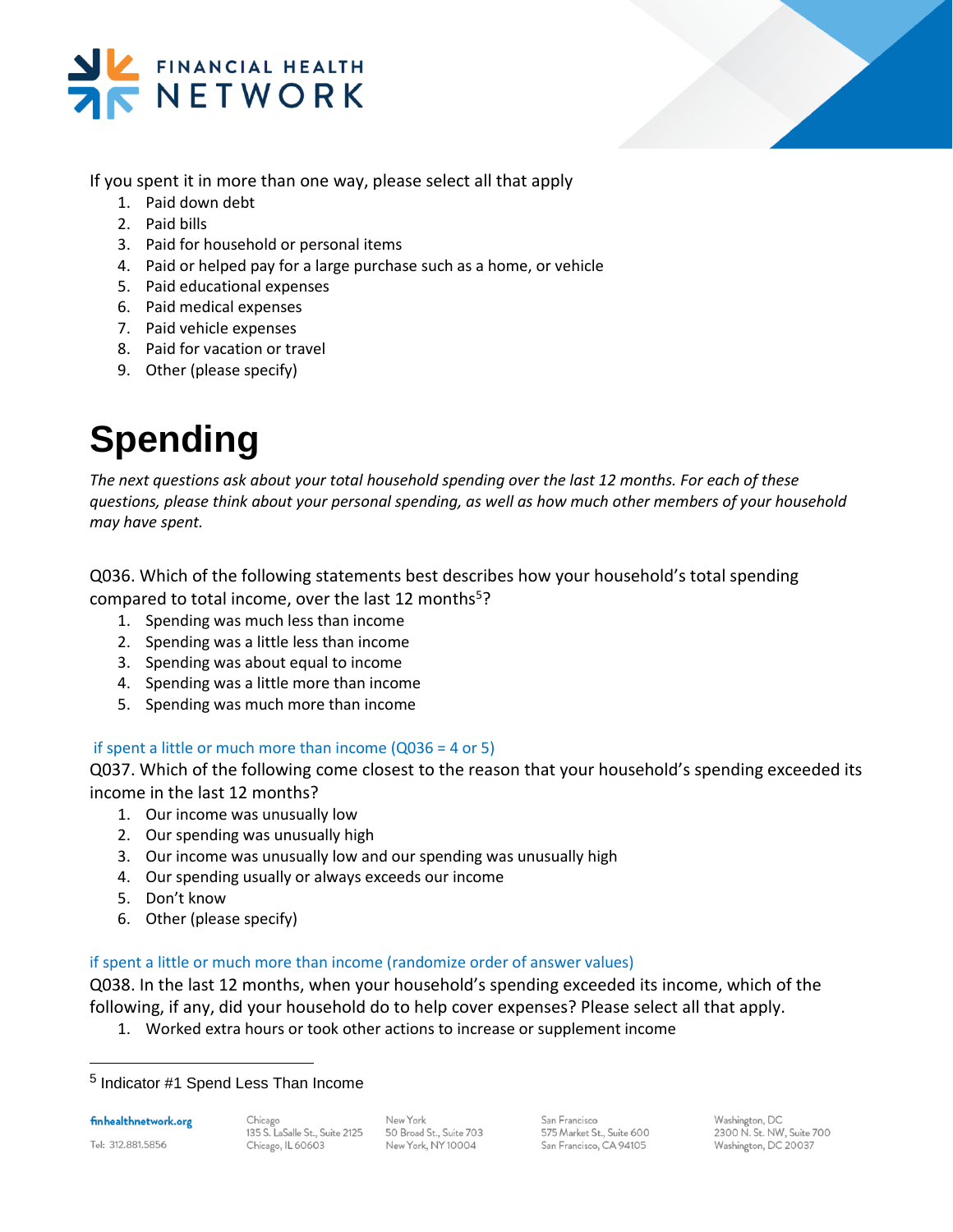If you spent it in more than one way, please select all that apply

1. Paid down debt
2. Paid bills
3. Paid for household or personal items
4. Paid or helped pay for a large purchase such as a home, or vehicle
5. Paid educational expenses
6. Paid medical expenses
7. Paid vehicle expenses
8. Paid for vacation or travel
9. Other (please specify)

# Spending

*The next questions ask about your total household spending over the last 12 months. For each of these questions, please think about your personal spending, as well as how much other members of your household may have spent.*

Q036. Which of the following statements best describes how your household's total spending compared to total income, over the last 12 months[5]?

1. Spending was much less than income
2. Spending was a little less than income
3. Spending was about equal to income
4. Spending was a little more than income
5. Spending was much more than income

if spent a little or much more than income (Q036 = 4 or 5)

Q037. Which of the following come closest to the reason that your household's spending exceeded its income in the last 12 months?

1. Our income was unusually low
2. Our spending was unusually high
3. Our income was unusually low and our spending was unusually high
4. Our spending usually or always exceeds our income
5. Don't know
6. Other (please specify)

if spent a little or much more than income (randomize order of answer values)

Q038. In the last 12 months, when your household's spending exceeded its income, which of the following, if any, did your household do to help cover expenses? Please select all that apply.

1. Worked extra hours or took other actions to increase or supplement income

[5] Indicator #1 Spend Less Than Income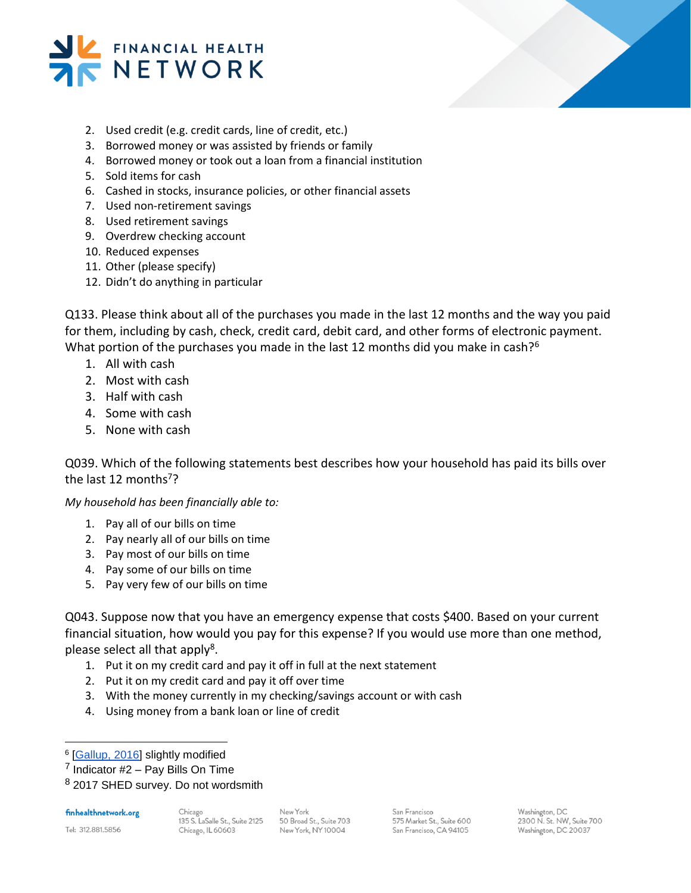2. Used credit (e.g. credit cards, line of credit, etc.)
3. Borrowed money or was assisted by friends or family
4. Borrowed money or took out a loan from a financial institution
5. Sold items for cash
6. Cashed in stocks, insurance policies, or other financial assets
7. Used non-retirement savings
8. Used retirement savings
9. Overdrew checking account
10. Reduced expenses
11. Other (please specify)
12. Didn't do anything in particular

Q133. Please think about all of the purchases you made in the last 12 months and the way you paid for them, including by cash, check, credit card, debit card, and other forms of electronic payment. What portion of the purchases you made in the last 12 months did you make in cash?[6]

1. All with cash
2. Most with cash
3. Half with cash
4. Some with cash
5. None with cash

Q039. Which of the following statements best describes how your household has paid its bills over the last 12 months[7]?

*My household has been financially able to:*

1. Pay all of our bills on time
2. Pay nearly all of our bills on time
3. Pay most of our bills on time
4. Pay some of our bills on time
5. Pay very few of our bills on time

Q043. Suppose now that you have an emergency expense that costs $400. Based on your current financial situation, how would you pay for this expense? If you would use more than one method, please select all that apply[8].

1. Put it on my credit card and pay it off in full at the next statement
2. Put it on my credit card and pay it off over time
3. With the money currently in my checking/savings account or with cash
4. Using money from a bank loan or line of credit

---

[6] [Gallup, 2016] slightly modified

[7] Indicator #2 – Pay Bills On Time

[8] 2017 SHED survey. Do not wordsmith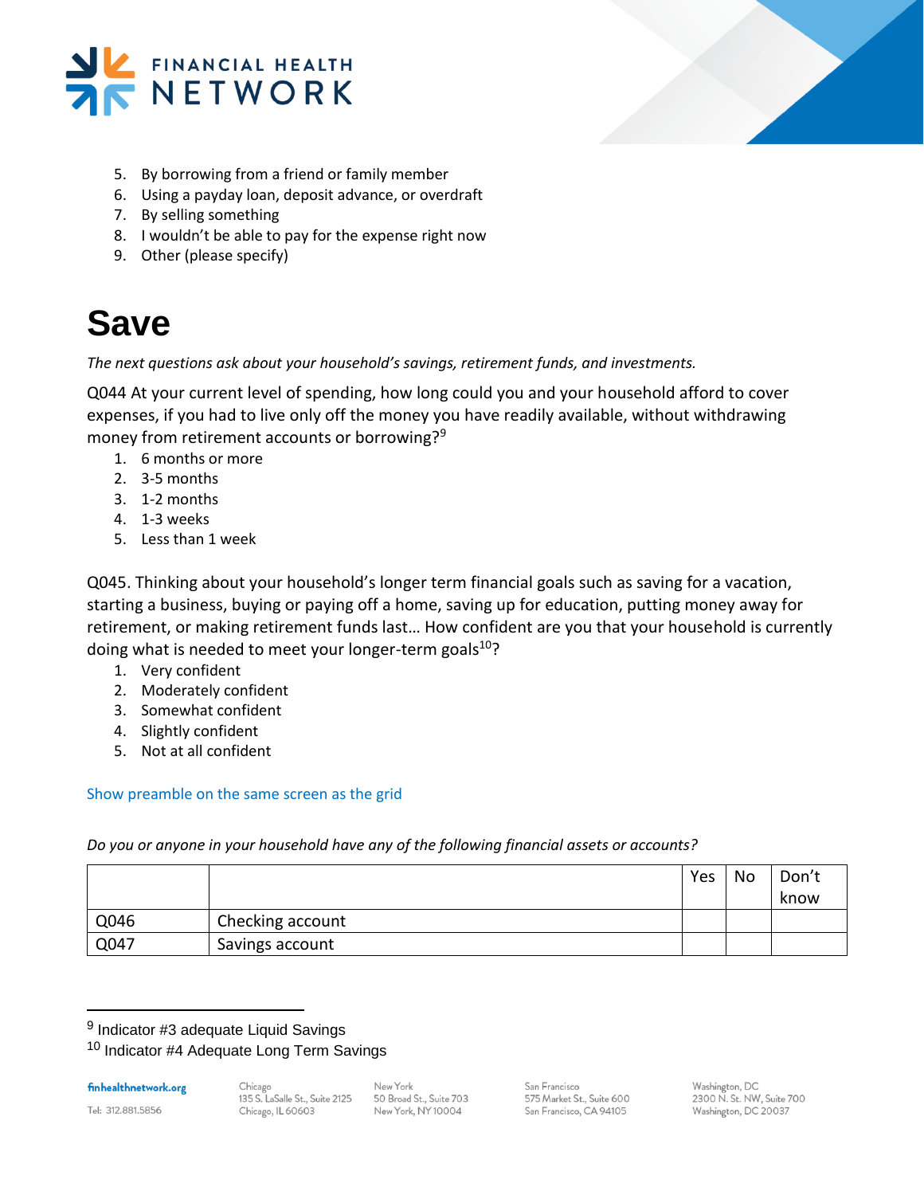5. By borrowing from a friend or family member
6. Using a payday loan, deposit advance, or overdraft
7. By selling something
8. I wouldn't be able to pay for the expense right now
9. Other (please specify)

# Save

*The next questions ask about your household's savings, retirement funds, and investments.*

Q044 At your current level of spending, how long could you and your household afford to cover expenses, if you had to live only off the money you have readily available, without withdrawing money from retirement accounts or borrowing?[9]

1. 6 months or more
2. 3-5 months
3. 1-2 months
4. 1-3 weeks
5. Less than 1 week

Q045. Thinking about your household's longer term financial goals such as saving for a vacation, starting a business, buying or paying off a home, saving up for education, putting money away for retirement, or making retirement funds last… How confident are you that your household is currently doing what is needed to meet your longer-term goals[10]?

1. Very confident
2. Moderately confident
3. Somewhat confident
4. Slightly confident
5. Not at all confident

Show preamble on the same screen as the grid

*Do you or anyone in your household have any of the following financial assets or accounts?*

| | | Yes | No | Don't know |
|---|---|---|---|---|
| Q046 | Checking account | | | |
| Q047 | Savings account | | | |

[9] Indicator #3 adequate Liquid Savings

[10] Indicator #4 Adequate Long Term Savings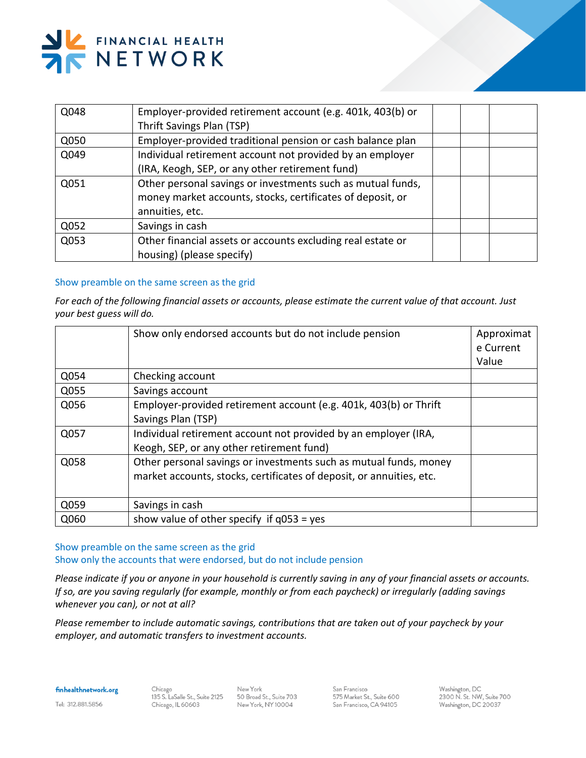| | | | | |
|---|---|---|---|---|
| Q048 | Employer-provided retirement account (e.g. 401k, 403(b) or Thrift Savings Plan (TSP) | | | |
| Q050 | Employer-provided traditional pension or cash balance plan | | | |
| Q049 | Individual retirement account not provided by an employer (IRA, Keogh, SEP, or any other retirement fund) | | | |
| Q051 | Other personal savings or investments such as mutual funds, money market accounts, stocks, certificates of deposit, or annuities, etc. | | | |
| Q052 | Savings in cash | | | |
| Q053 | Other financial assets or accounts excluding real estate or housing) (please specify) | | | |

Show preamble on the same screen as the grid

*For each of the following financial assets or accounts, please estimate the current value of that account. Just your best guess will do.*

| | Show only endorsed accounts but do not include pension | Approximate Current Value |
|---|---|---|
| Q054 | Checking account | |
| Q055 | Savings account | |
| Q056 | Employer-provided retirement account (e.g. 401k, 403(b) or Thrift Savings Plan (TSP) | |
| Q057 | Individual retirement account not provided by an employer (IRA, Keogh, SEP, or any other retirement fund) | |
| Q058 | Other personal savings or investments such as mutual funds, money market accounts, stocks, certificates of deposit, or annuities, etc. | |
| Q059 | Savings in cash | |
| Q060 | show value of other specify if q053 = yes | |

Show preamble on the same screen as the grid
Show only the accounts that were endorsed, but do not include pension

*Please indicate if you or anyone in your household is currently saving in any of your financial assets or accounts. If so, are you saving regularly (for example, monthly or from each paycheck) or irregularly (adding savings whenever you can), or not at all?*

*Please remember to include automatic savings, contributions that are taken out of your paycheck by your employer, and automatic transfers to investment accounts.*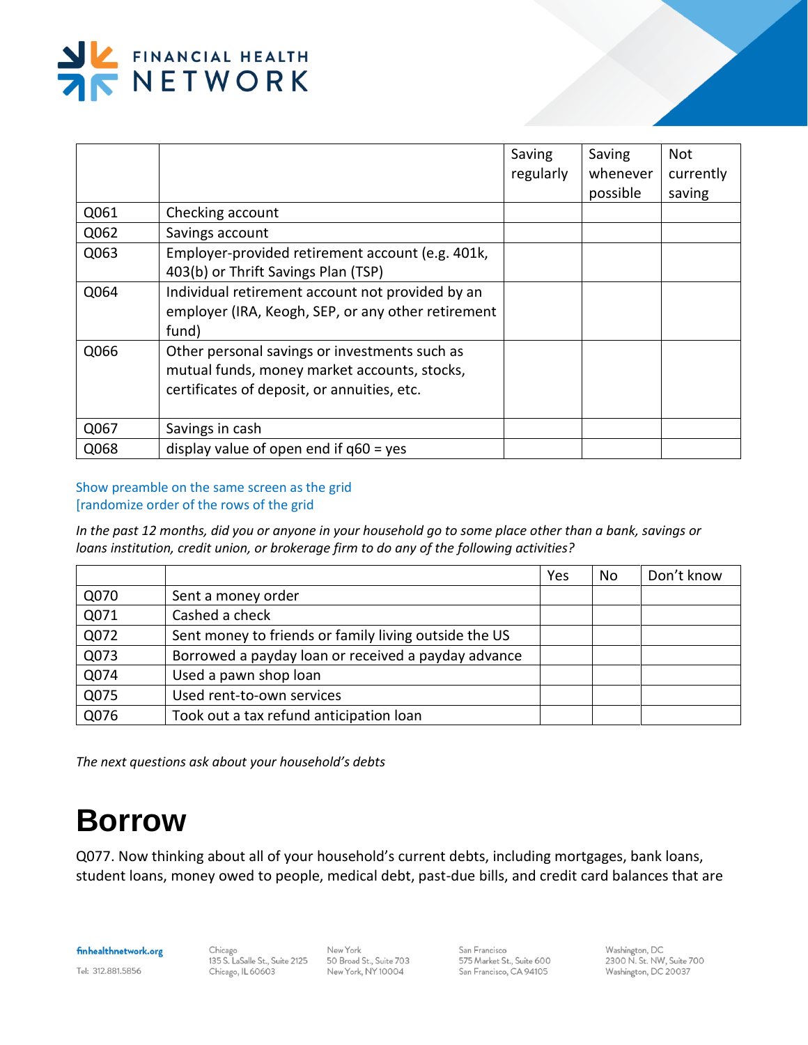| | | Saving regularly | Saving whenever possible | Not currently saving |
|---|---|---|---|---|
| Q061 | Checking account | | | |
| Q062 | Savings account | | | |
| Q063 | Employer-provided retirement account (e.g. 401k, 403(b) or Thrift Savings Plan (TSP) | | | |
| Q064 | Individual retirement account not provided by an employer (IRA, Keogh, SEP, or any other retirement fund) | | | |
| Q066 | Other personal savings or investments such as mutual funds, money market accounts, stocks, certificates of deposit, or annuities, etc. | | | |
| Q067 | Savings in cash | | | |
| Q068 | display value of open end if q60 = yes | | | |

Show preamble on the same screen as the grid
[randomize order of the rows of the grid

*In the past 12 months, did you or anyone in your household go to some place other than a bank, savings or loans institution, credit union, or brokerage firm to do any of the following activities?*

| | | Yes | No | Don't know |
|---|---|---|---|---|
| Q070 | Sent a money order | | | |
| Q071 | Cashed a check | | | |
| Q072 | Sent money to friends or family living outside the US | | | |
| Q073 | Borrowed a payday loan or received a payday advance | | | |
| Q074 | Used a pawn shop loan | | | |
| Q075 | Used rent-to-own services | | | |
| Q076 | Took out a tax refund anticipation loan | | | |

*The next questions ask about your household's debts*

# Borrow

Q077. Now thinking about all of your household's current debts, including mortgages, bank loans, student loans, money owed to people, medical debt, past-due bills, and credit card balances that are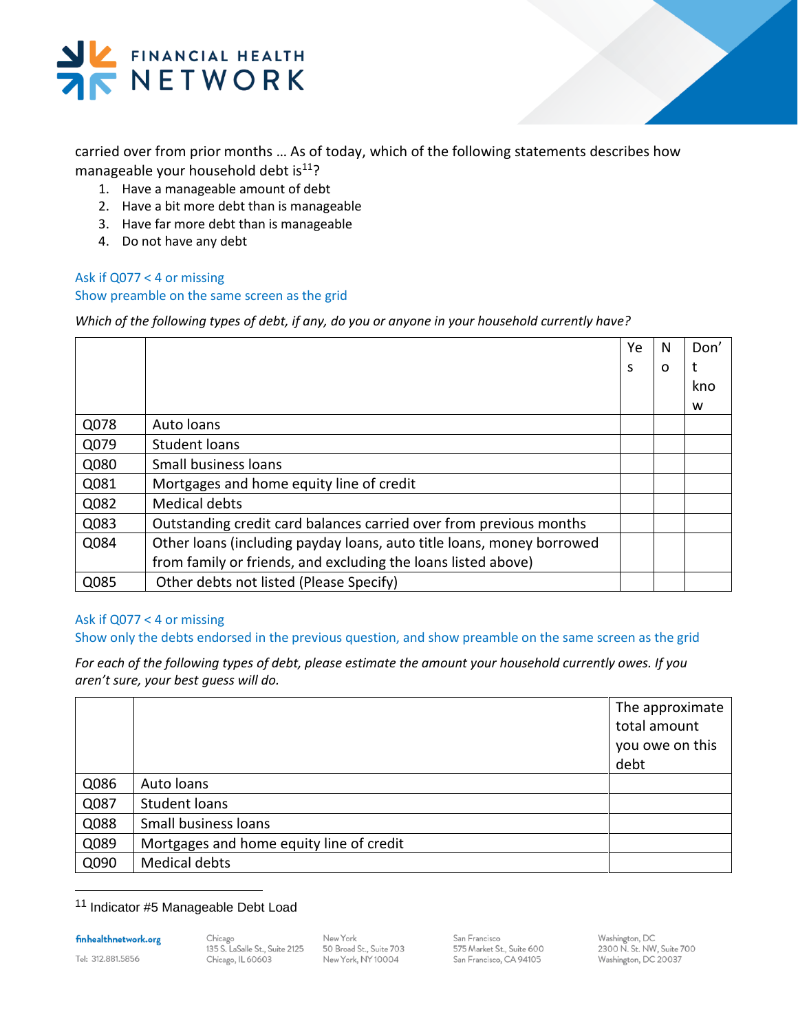carried over from prior months … As of today, which of the following statements describes how manageable your household debt is[11]?

1. Have a manageable amount of debt
2. Have a bit more debt than is manageable
3. Have far more debt than is manageable
4. Do not have any debt

Ask if Q077 < 4 or missing
Show preamble on the same screen as the grid

*Which of the following types of debt, if any, do you or anyone in your household currently have?*

| | | Yes | No | Don't know |
|---|---|---|---|---|
| Q078 | Auto loans | | | |
| Q079 | Student loans | | | |
| Q080 | Small business loans | | | |
| Q081 | Mortgages and home equity line of credit | | | |
| Q082 | Medical debts | | | |
| Q083 | Outstanding credit card balances carried over from previous months | | | |
| Q084 | Other loans (including payday loans, auto title loans, money borrowed from family or friends, and excluding the loans listed above) | | | |
| Q085 | Other debts not listed (Please Specify) | | | |

Ask if Q077 < 4 or missing
Show only the debts endorsed in the previous question, and show preamble on the same screen as the grid

*For each of the following types of debt, please estimate the amount your household currently owes. If you aren't sure, your best guess will do.*

| | | The approximate total amount you owe on this debt |
|---|---|---|
| Q086 | Auto loans | |
| Q087 | Student loans | |
| Q088 | Small business loans | |
| Q089 | Mortgages and home equity line of credit | |
| Q090 | Medical debts | |

[11] Indicator #5 Manageable Debt Load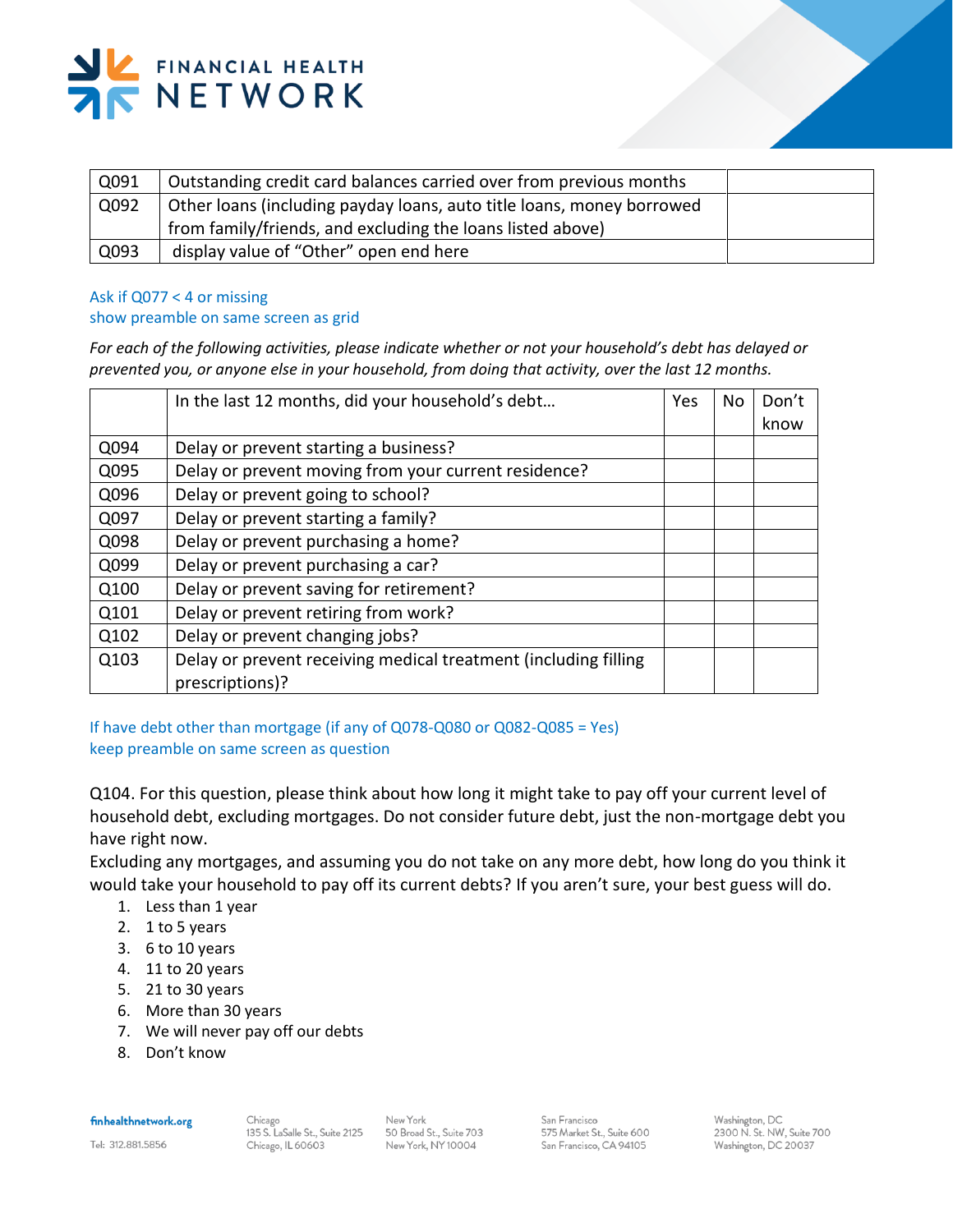| Q091 | Outstanding credit card balances carried over from previous months | |
|---|---|---|
| Q092 | Other loans (including payday loans, auto title loans, money borrowed from family/friends, and excluding the loans listed above) | |
| Q093 | display value of "Other" open end here | |

Ask if Q077 < 4 or missing
show preamble on same screen as grid

*For each of the following activities, please indicate whether or not your household's debt has delayed or prevented you, or anyone else in your household, from doing that activity, over the last 12 months.*

| | In the last 12 months, did your household's debt… | Yes | No | Don't know |
|---|---|---|---|---|
| Q094 | Delay or prevent starting a business? | | | |
| Q095 | Delay or prevent moving from your current residence? | | | |
| Q096 | Delay or prevent going to school? | | | |
| Q097 | Delay or prevent starting a family? | | | |
| Q098 | Delay or prevent purchasing a home? | | | |
| Q099 | Delay or prevent purchasing a car? | | | |
| Q100 | Delay or prevent saving for retirement? | | | |
| Q101 | Delay or prevent retiring from work? | | | |
| Q102 | Delay or prevent changing jobs? | | | |
| Q103 | Delay or prevent receiving medical treatment (including filling prescriptions)? | | | |

If have debt other than mortgage (if any of Q078-Q080 or Q082-Q085 = Yes)
keep preamble on same screen as question

Q104. For this question, please think about how long it might take to pay off your current level of household debt, excluding mortgages. Do not consider future debt, just the non-mortgage debt you have right now.
Excluding any mortgages, and assuming you do not take on any more debt, how long do you think it would take your household to pay off its current debts? If you aren't sure, your best guess will do.

1. Less than 1 year
2. 1 to 5 years
3. 6 to 10 years
4. 11 to 20 years
5. 21 to 30 years
6. More than 30 years
7. We will never pay off our debts
8. Don't know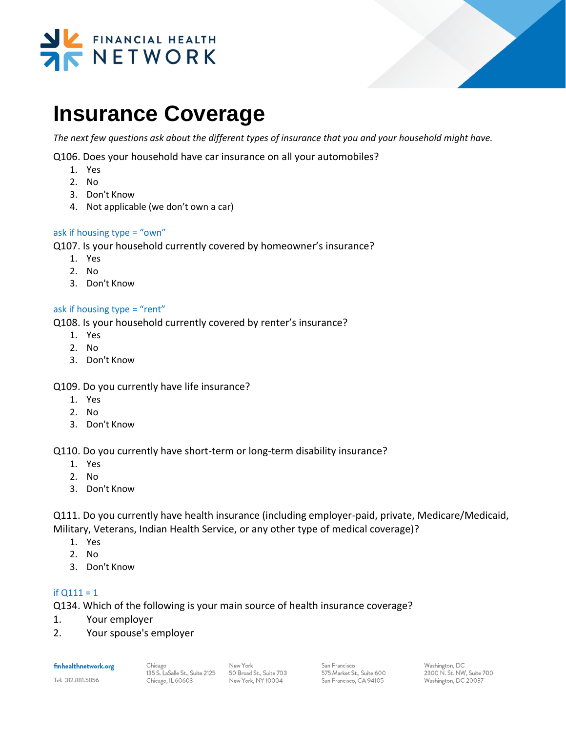# Insurance Coverage

*The next few questions ask about the different types of insurance that you and your household might have.*

Q106. Does your household have car insurance on all your automobiles?

1. Yes
2. No
3. Don't Know
4. Not applicable (we don't own a car)

ask if housing type = "own"

Q107. Is your household currently covered by homeowner's insurance?

1. Yes
2. No
3. Don't Know

ask if housing type = "rent"

Q108. Is your household currently covered by renter's insurance?

1. Yes
2. No
3. Don't Know

Q109. Do you currently have life insurance?

1. Yes
2. No
3. Don't Know

Q110. Do you currently have short-term or long-term disability insurance?

1. Yes
2. No
3. Don't Know

Q111. Do you currently have health insurance (including employer-paid, private, Medicare/Medicaid, Military, Veterans, Indian Health Service, or any other type of medical coverage)?

1. Yes
2. No
3. Don't Know

if Q111 = 1

Q134. Which of the following is your main source of health insurance coverage?

1. Your employer
2. Your spouse's employer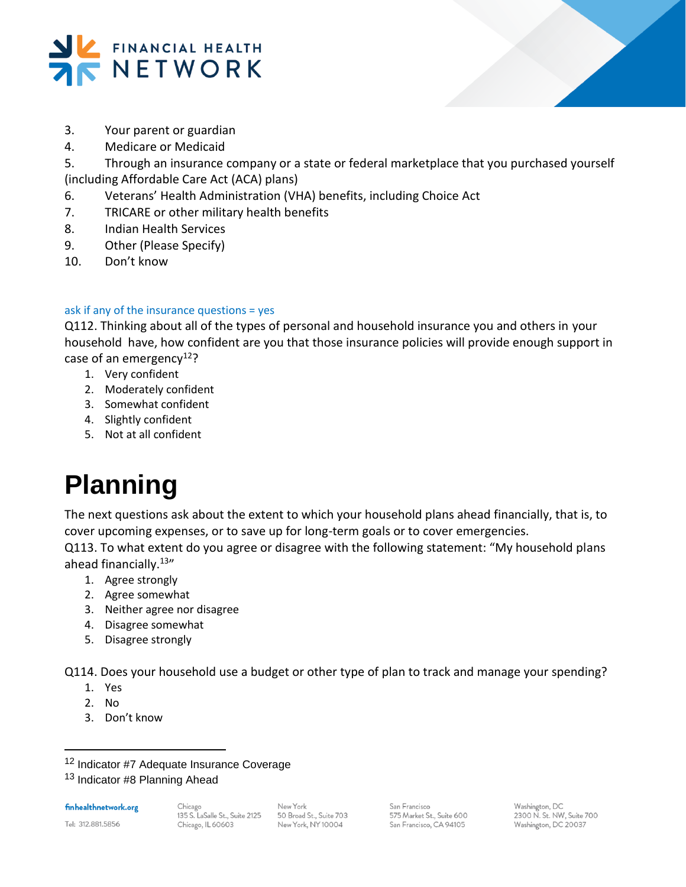3. Your parent or guardian
4. Medicare or Medicaid
5. Through an insurance company or a state or federal marketplace that you purchased yourself (including Affordable Care Act (ACA) plans)
6. Veterans' Health Administration (VHA) benefits, including Choice Act
7. TRICARE or other military health benefits
8. Indian Health Services
9. Other (Please Specify)
10. Don't know

ask if any of the insurance questions = yes

Q112. Thinking about all of the types of personal and household insurance you and others in your household have, how confident are you that those insurance policies will provide enough support in case of an emergency[12]?

1. Very confident
2. Moderately confident
3. Somewhat confident
4. Slightly confident
5. Not at all confident

# Planning

The next questions ask about the extent to which your household plans ahead financially, that is, to cover upcoming expenses, or to save up for long-term goals or to cover emergencies.

Q113. To what extent do you agree or disagree with the following statement: "My household plans ahead financially.[13]"

1. Agree strongly
2. Agree somewhat
3. Neither agree nor disagree
4. Disagree somewhat
5. Disagree strongly

Q114. Does your household use a budget or other type of plan to track and manage your spending?

1. Yes
2. No
3. Don't know

---

[12] Indicator #7 Adequate Insurance Coverage

[13] Indicator #8 Planning Ahead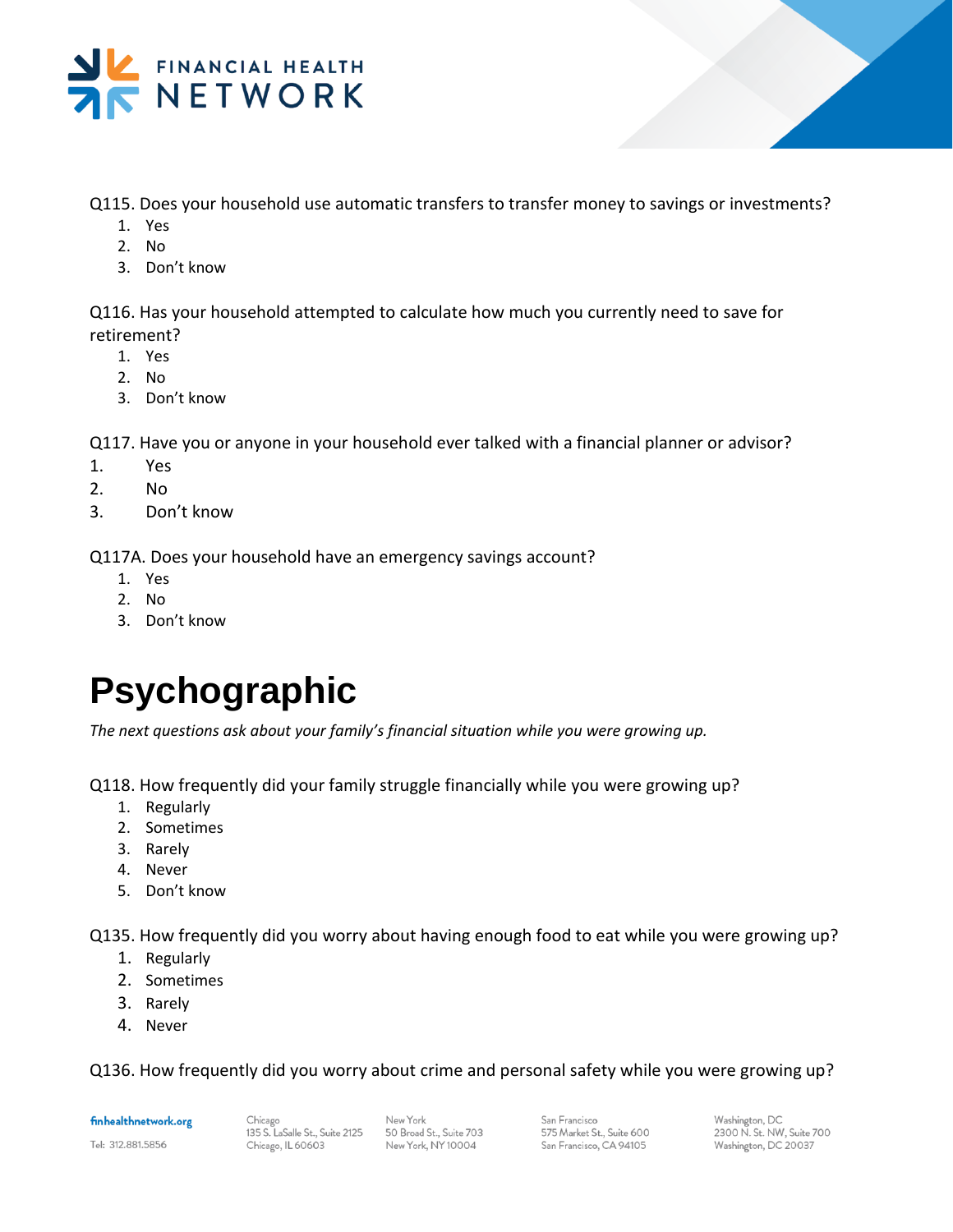Q115. Does your household use automatic transfers to transfer money to savings or investments?

1. Yes
2. No
3. Don't know

Q116. Has your household attempted to calculate how much you currently need to save for retirement?

1. Yes
2. No
3. Don't know

Q117. Have you or anyone in your household ever talked with a financial planner or advisor?

1. Yes
2. No
3. Don't know

Q117A. Does your household have an emergency savings account?

1. Yes
2. No
3. Don't know

# Psychographic

*The next questions ask about your family's financial situation while you were growing up.*

Q118. How frequently did your family struggle financially while you were growing up?

1. Regularly
2. Sometimes
3. Rarely
4. Never
5. Don't know

Q135. How frequently did you worry about having enough food to eat while you were growing up?

1. Regularly
2. Sometimes
3. Rarely
4. Never

Q136. How frequently did you worry about crime and personal safety while you were growing up?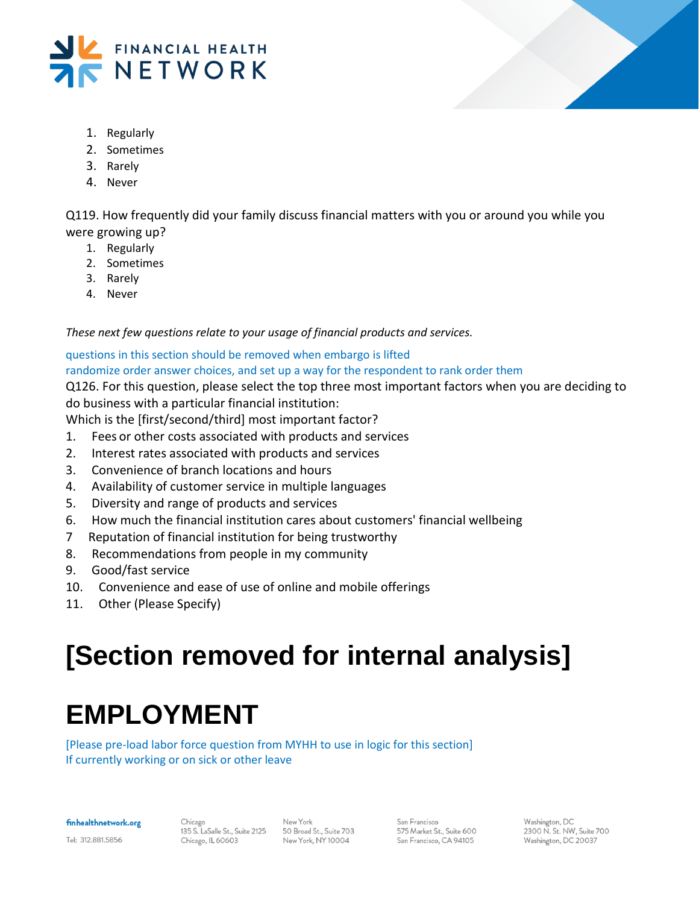1. Regularly
2. Sometimes
3. Rarely
4. Never

Q119. How frequently did your family discuss financial matters with you or around you while you were growing up?

1. Regularly
2. Sometimes
3. Rarely
4. Never

*These next few questions relate to your usage of financial products and services.*

questions in this section should be removed when embargo is lifted
randomize order answer choices, and set up a way for the respondent to rank order them

Q126. For this question, please select the top three most important factors when you are deciding to do business with a particular financial institution:
Which is the [first/second/third] most important factor?

1. Fees or other costs associated with products and services
2. Interest rates associated with products and services
3. Convenience of branch locations and hours
4. Availability of customer service in multiple languages
5. Diversity and range of products and services
6. How much the financial institution cares about customers' financial wellbeing
7. Reputation of financial institution for being trustworthy
8. Recommendations from people in my community
9. Good/fast service
10. Convenience and ease of use of online and mobile offerings
11. Other (Please Specify)

# [Section removed for internal analysis]

# EMPLOYMENT

[Please pre-load labor force question from MYHH to use in logic for this section]
If currently working or on sick or other leave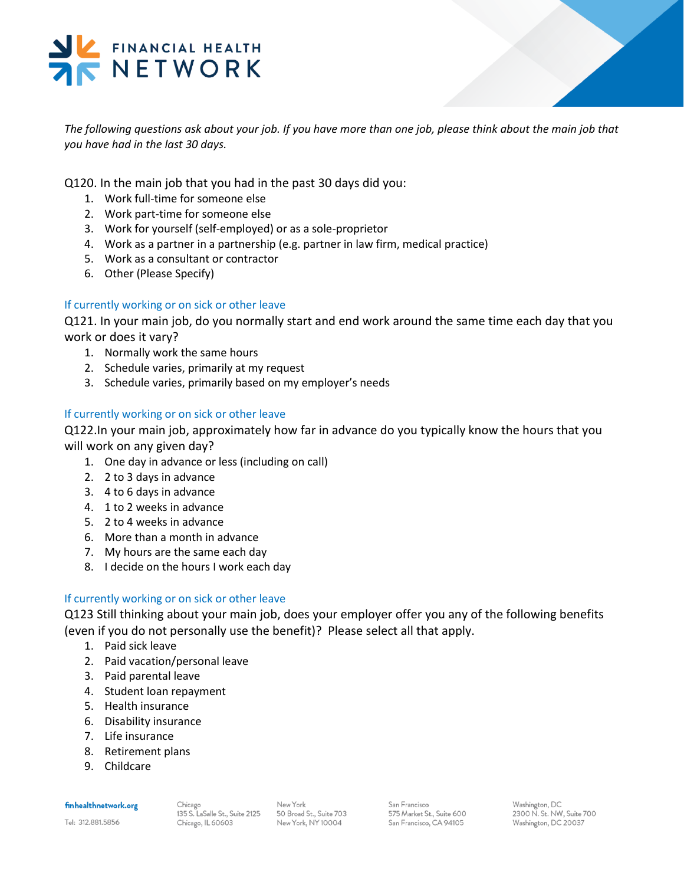*The following questions ask about your job. If you have more than one job, please think about the main job that you have had in the last 30 days.*

Q120. In the main job that you had in the past 30 days did you:

1. Work full-time for someone else
2. Work part-time for someone else
3. Work for yourself (self-employed) or as a sole-proprietor
4. Work as a partner in a partnership (e.g. partner in law firm, medical practice)
5. Work as a consultant or contractor
6. Other (Please Specify)

If currently working or on sick or other leave

Q121. In your main job, do you normally start and end work around the same time each day that you work or does it vary?

1. Normally work the same hours
2. Schedule varies, primarily at my request
3. Schedule varies, primarily based on my employer's needs

If currently working or on sick or other leave

Q122.In your main job, approximately how far in advance do you typically know the hours that you will work on any given day?

1. One day in advance or less (including on call)
2. 2 to 3 days in advance
3. 4 to 6 days in advance
4. 1 to 2 weeks in advance
5. 2 to 4 weeks in advance
6. More than a month in advance
7. My hours are the same each day
8. I decide on the hours I work each day

If currently working or on sick or other leave

Q123 Still thinking about your main job, does your employer offer you any of the following benefits (even if you do not personally use the benefit)? Please select all that apply.

1. Paid sick leave
2. Paid vacation/personal leave
3. Paid parental leave
4. Student loan repayment
5. Health insurance
6. Disability insurance
7. Life insurance
8. Retirement plans
9. Childcare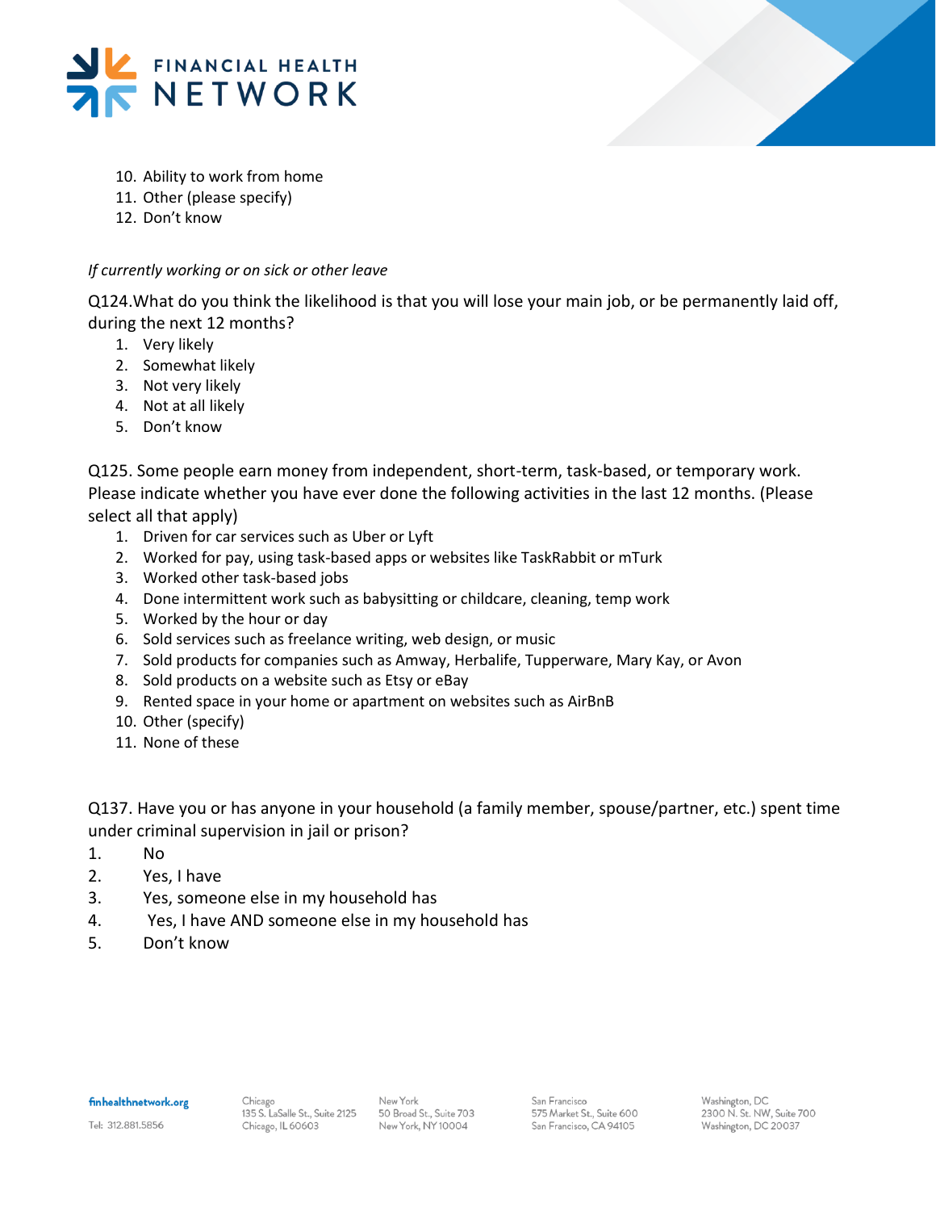10. Ability to work from home
11. Other (please specify)
12. Don't know

*If currently working or on sick or other leave*

Q124.What do you think the likelihood is that you will lose your main job, or be permanently laid off, during the next 12 months?

1. Very likely
2. Somewhat likely
3. Not very likely
4. Not at all likely
5. Don't know

Q125. Some people earn money from independent, short-term, task-based, or temporary work. Please indicate whether you have ever done the following activities in the last 12 months. (Please select all that apply)

1. Driven for car services such as Uber or Lyft
2. Worked for pay, using task-based apps or websites like TaskRabbit or mTurk
3. Worked other task-based jobs
4. Done intermittent work such as babysitting or childcare, cleaning, temp work
5. Worked by the hour or day
6. Sold services such as freelance writing, web design, or music
7. Sold products for companies such as Amway, Herbalife, Tupperware, Mary Kay, or Avon
8. Sold products on a website such as Etsy or eBay
9. Rented space in your home or apartment on websites such as AirBnB
10. Other (specify)
11. None of these

Q137. Have you or has anyone in your household (a family member, spouse/partner, etc.) spent time under criminal supervision in jail or prison?

1. No
2. Yes, I have
3. Yes, someone else in my household has
4. Yes, I have AND someone else in my household has
5. Don't know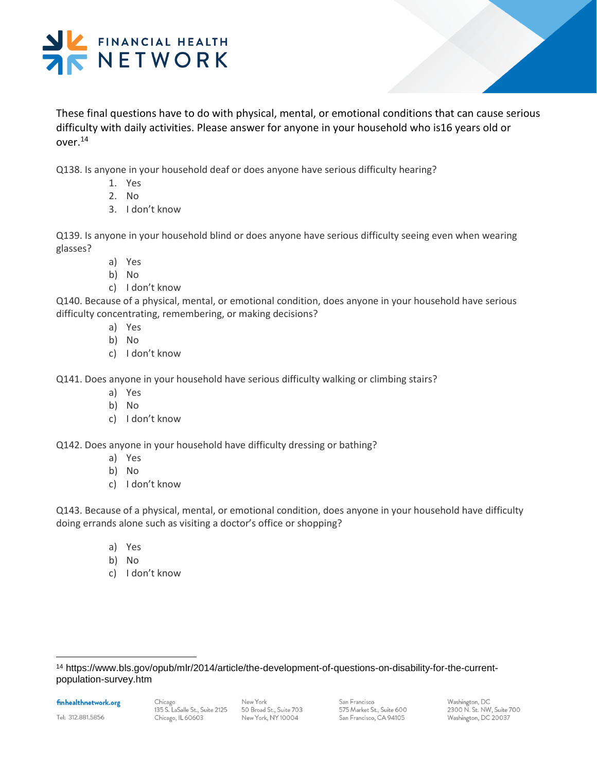These final questions have to do with physical, mental, or emotional conditions that can cause serious difficulty with daily activities. Please answer for anyone in your household who is16 years old or over.[14]

Q138. Is anyone in your household deaf or does anyone have serious difficulty hearing?

1. Yes
2. No
3. I don't know

Q139. Is anyone in your household blind or does anyone have serious difficulty seeing even when wearing glasses?

a) Yes
b) No
c) I don't know

Q140. Because of a physical, mental, or emotional condition, does anyone in your household have serious difficulty concentrating, remembering, or making decisions?

a) Yes
b) No
c) I don't know

Q141. Does anyone in your household have serious difficulty walking or climbing stairs?

a) Yes
b) No
c) I don't know

Q142. Does anyone in your household have difficulty dressing or bathing?

a) Yes
b) No
c) I don't know

Q143. Because of a physical, mental, or emotional condition, does anyone in your household have difficulty doing errands alone such as visiting a doctor's office or shopping?

a) Yes
b) No
c) I don't know

---

[14] https://www.bls.gov/opub/mlr/2014/article/the-development-of-questions-on-disability-for-the-current-population-survey.htm